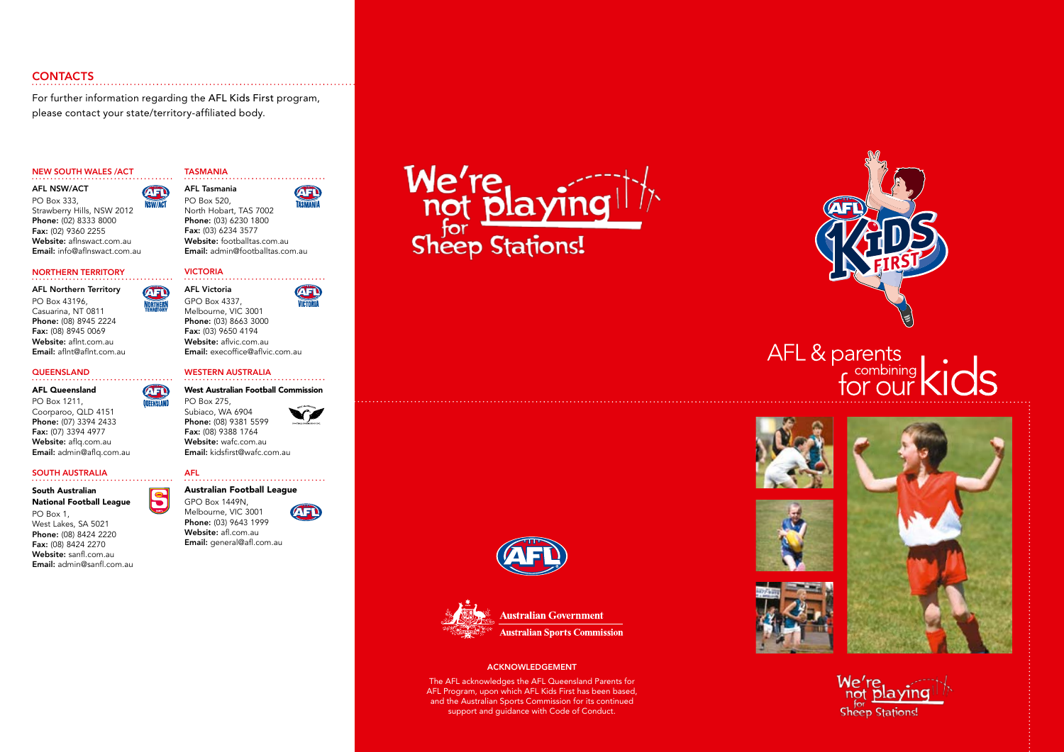## CONTACTS

For further information regarding the AFL Kids First program, please contact your state/territory-affiliated body.

### NEW SOUTH WALES /ACT

**AFL NSW/ACT**
PO Box 333,
Strawberry Hills, NSW 2012
**Phone:** (02) 8333 8000
**Fax:** (02) 9360 2255
**Website:** aflnswact.com.au
**Email:** info@aflnswact.com.au

### NORTHERN TERRITORY

**AFL Northern Territory**
PO Box 43196,
Casuarina, NT 0811
**Phone:** (08) 8945 2224
**Fax:** (08) 8945 0069
**Website:** aflnt.com.au
**Email:** aflnt@aflnt.com.au

### QUEENSLAND

**AFL Queensland**
PO Box 1211,
Coorparoo, QLD 4151
**Phone:** (07) 3394 2433
**Fax:** (07) 3394 4977
**Website:** aflq.com.au
**Email:** admin@aflq.com.au

### SOUTH AUSTRALIA

**South Australian National Football League**
PO Box 1,
West Lakes, SA 5021
**Phone:** (08) 8424 2220
**Fax:** (08) 8424 2270
**Website:** sanfl.com.au
**Email:** admin@sanfl.com.au

### TASMANIA

**AFL Tasmania**
PO Box 520,
North Hobart, TAS 7002
**Phone:** (03) 6230 1800
**Fax:** (03) 6234 3577
**Website:** footballtas.com.au
**Email:** admin@footballtas.com.au

### VICTORIA

**AFL Victoria**
GPO Box 4337,
Melbourne, VIC 3001
**Phone:** (03) 8663 3000
**Fax:** (03) 9650 4194
**Website:** aflvic.com.au
**Email:** execoffice@aflvic.com.au

### WESTERN AUSTRALIA

**West Australian Football Commission**
PO Box 275,
Subiaco, WA 6904
**Phone:** (08) 9381 5599
**Fax:** (08) 9388 1764
**Website:** wafc.com.au
**Email:** kidsfirst@wafc.com.au

### AFL

**Australian Football League**
GPO Box 1449N,
Melbourne, VIC 3001
**Phone:** (03) 9643 1999
**Website:** afl.com.au
**Email:** general@afl.com.au

# We're not playing for Sheep Stations!

Australian Government
Australian Sports Commission

### ACKNOWLEDGEMENT

The AFL acknowledges the AFL Queensland Parents for AFL Program, upon which AFL Kids First has been based, and the Australian Sports Commission for its continued support and guidance with Code of Conduct.

# AFL Kids First

## AFL & parents combining for our kids

We're not playing for Sheep Stations!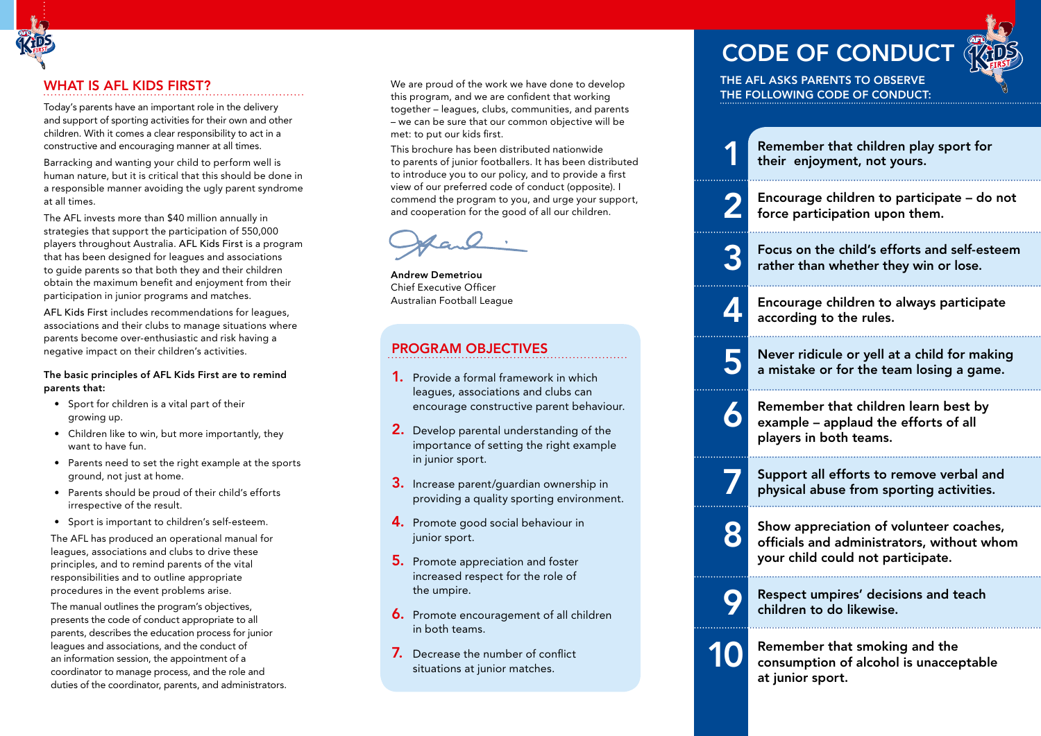## WHAT IS AFL KIDS FIRST?

Today's parents have an important role in the delivery and support of sporting activities for their own and other children. With it comes a clear responsibility to act in a constructive and encouraging manner at all times.

Barracking and wanting your child to perform well is human nature, but it is critical that this should be done in a responsible manner avoiding the ugly parent syndrome at all times.

The AFL invests more than $40 million annually in strategies that support the participation of 550,000 players throughout Australia. AFL Kids First is a program that has been designed for leagues and associations to guide parents so that both they and their children obtain the maximum benefit and enjoyment from their participation in junior programs and matches.

AFL Kids First includes recommendations for leagues, associations and their clubs to manage situations where parents become over-enthusiastic and risk having a negative impact on their children's activities.

**The basic principles of AFL Kids First are to remind parents that:**

- Sport for children is a vital part of their growing up.
- Children like to win, but more importantly, they want to have fun.
- Parents need to set the right example at the sports ground, not just at home.
- Parents should be proud of their child's efforts irrespective of the result.
- Sport is important to children's self-esteem.

The AFL has produced an operational manual for leagues, associations and clubs to drive these principles, and to remind parents of the vital responsibilities and to outline appropriate procedures in the event problems arise.

The manual outlines the program's objectives, presents the code of conduct appropriate to all parents, describes the education process for junior leagues and associations, and the conduct of an information session, the appointment of a coordinator to manage process, and the role and duties of the coordinator, parents, and administrators.

We are proud of the work we have done to develop this program, and we are confident that working together – leagues, clubs, communities, and parents – we can be sure that our common objective will be met: to put our kids first.

This brochure has been distributed nationwide to parents of junior footballers. It has been distributed to introduce you to our policy, and to provide a first view of our preferred code of conduct (opposite). I commend the program to you, and urge your support, and cooperation for the good of all our children.

**Andrew Demetriou**
Chief Executive Officer
Australian Football League

## PROGRAM OBJECTIVES

1. Provide a formal framework in which leagues, associations and clubs can encourage constructive parent behaviour.
2. Develop parental understanding of the importance of setting the right example in junior sport.
3. Increase parent/guardian ownership in providing a quality sporting environment.
4. Promote good social behaviour in junior sport.
5. Promote appreciation and foster increased respect for the role of the umpire.
6. Promote encouragement of all children in both teams.
7. Decrease the number of conflict situations at junior matches.

## CODE OF CONDUCT

THE AFL ASKS PARENTS TO OBSERVE THE FOLLOWING CODE OF CONDUCT:

1. **Remember that children play sport for their enjoyment, not yours.**
2. **Encourage children to participate – do not force participation upon them.**
3. **Focus on the child's efforts and self-esteem rather than whether they win or lose.**
4. **Encourage children to always participate according to the rules.**
5. **Never ridicule or yell at a child for making a mistake or for the team losing a game.**
6. **Remember that children learn best by example – applaud the efforts of all players in both teams.**
7. **Support all efforts to remove verbal and physical abuse from sporting activities.**
8. **Show appreciation of volunteer coaches, officials and administrators, without whom your child could not participate.**
9. **Respect umpires' decisions and teach children to do likewise.**
10. **Remember that smoking and the consumption of alcohol is unacceptable at junior sport.**